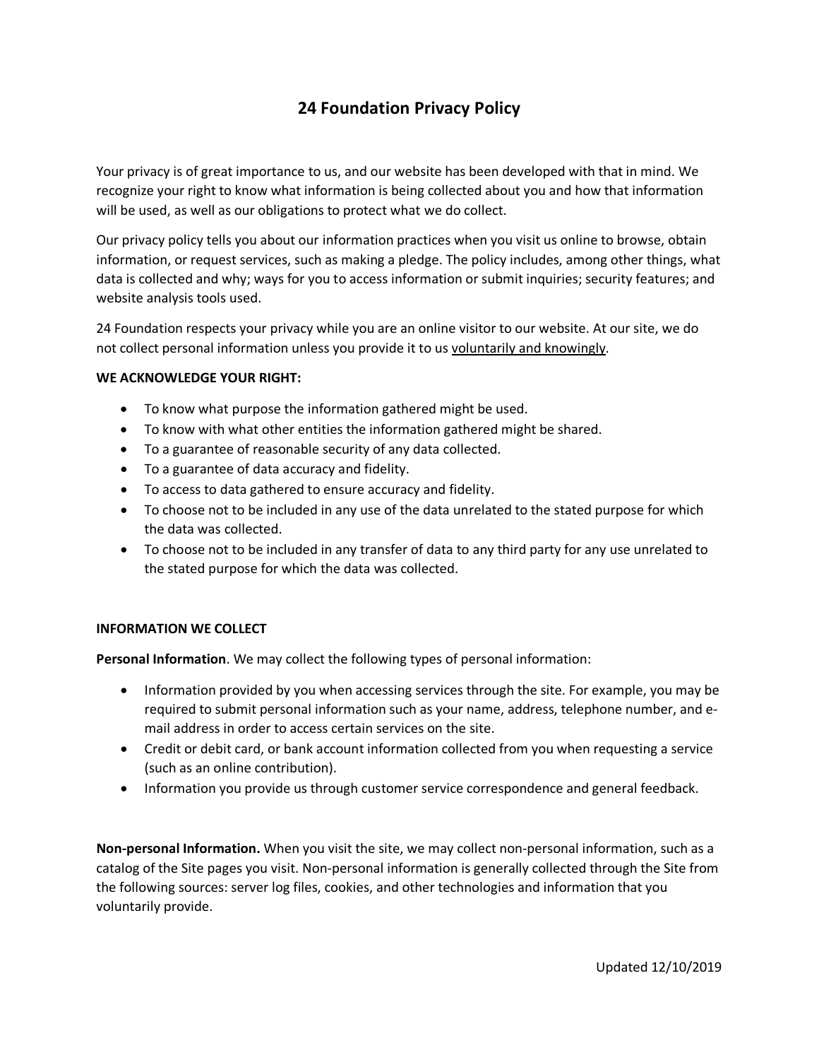# 24 Foundation Privacy Policy

Your privacy is of great importance to us, and our website has been developed with that in mind. We recognize your right to know what information is being collected about you and how that information will be used, as well as our obligations to protect what we do collect.

Our privacy policy tells you about our information practices when you visit us online to browse, obtain information, or request services, such as making a pledge. The policy includes, among other things, what data is collected and why; ways for you to access information or submit inquiries; security features; and website analysis tools used.

24 Foundation respects your privacy while you are an online visitor to our website. At our site, we do not collect personal information unless you provide it to us <u>voluntarily and knowingly</u>.

**WE ACKNOWLEDGE YOUR RIGHT:**

- To know what purpose the information gathered might be used.
- To know with what other entities the information gathered might be shared.
- To a guarantee of reasonable security of any data collected.
- To a guarantee of data accuracy and fidelity.
- To access to data gathered to ensure accuracy and fidelity.
- To choose not to be included in any use of the data unrelated to the stated purpose for which the data was collected.
- To choose not to be included in any transfer of data to any third party for any use unrelated to the stated purpose for which the data was collected.

**INFORMATION WE COLLECT**

**Personal Information**. We may collect the following types of personal information:

- Information provided by you when accessing services through the site. For example, you may be required to submit personal information such as your name, address, telephone number, and e-mail address in order to access certain services on the site.
- Credit or debit card, or bank account information collected from you when requesting a service (such as an online contribution).
- Information you provide us through customer service correspondence and general feedback.

**Non-personal Information.** When you visit the site, we may collect non-personal information, such as a catalog of the Site pages you visit. Non-personal information is generally collected through the Site from the following sources: server log files, cookies, and other technologies and information that you voluntarily provide.

Updated 12/10/2019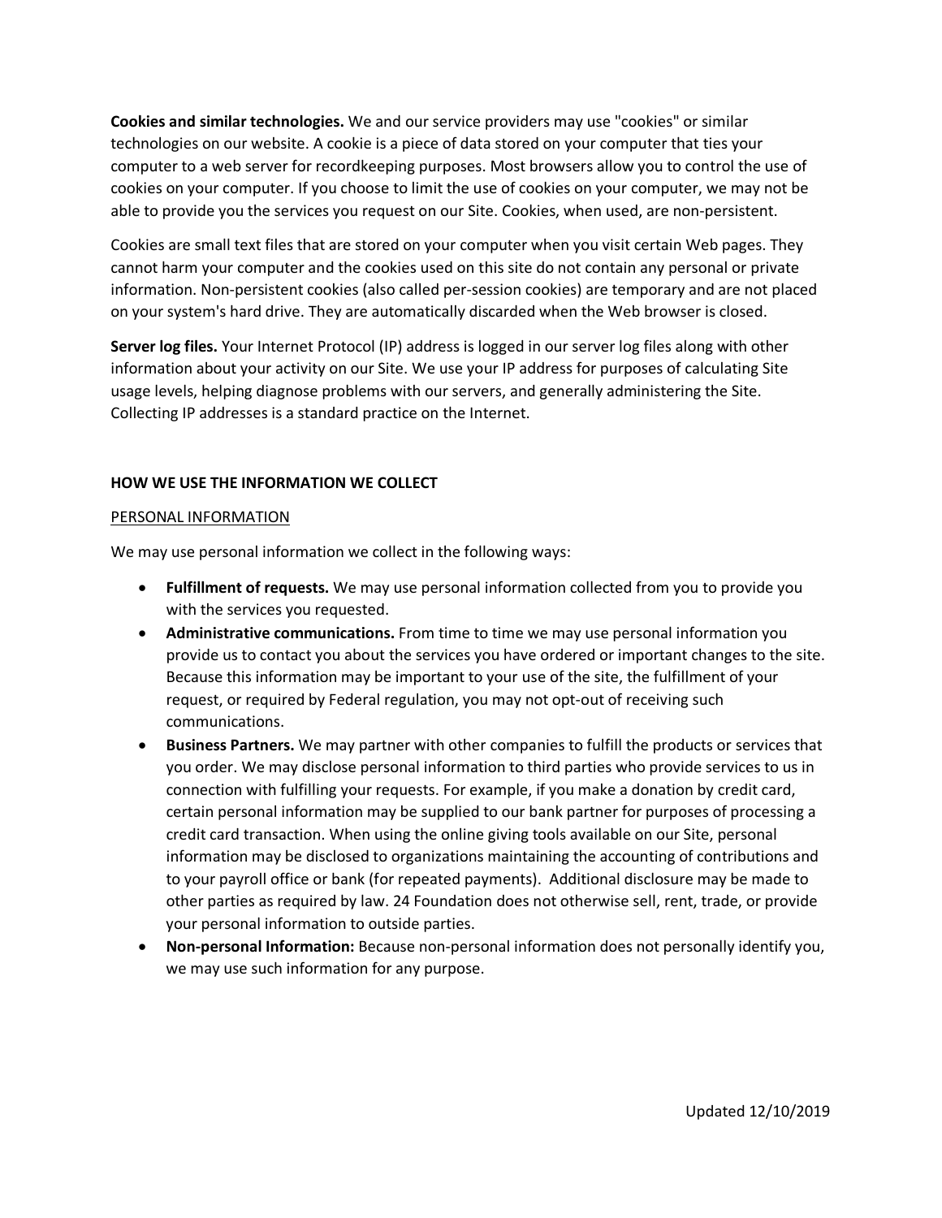**Cookies and similar technologies.** We and our service providers may use "cookies" or similar technologies on our website. A cookie is a piece of data stored on your computer that ties your computer to a web server for recordkeeping purposes. Most browsers allow you to control the use of cookies on your computer. If you choose to limit the use of cookies on your computer, we may not be able to provide you the services you request on our Site. Cookies, when used, are non-persistent.

Cookies are small text files that are stored on your computer when you visit certain Web pages. They cannot harm your computer and the cookies used on this site do not contain any personal or private information. Non-persistent cookies (also called per-session cookies) are temporary and are not placed on your system's hard drive. They are automatically discarded when the Web browser is closed.

**Server log files.** Your Internet Protocol (IP) address is logged in our server log files along with other information about your activity on our Site. We use your IP address for purposes of calculating Site usage levels, helping diagnose problems with our servers, and generally administering the Site. Collecting IP addresses is a standard practice on the Internet.

## HOW WE USE THE INFORMATION WE COLLECT

### PERSONAL INFORMATION

We may use personal information we collect in the following ways:

- **Fulfillment of requests.** We may use personal information collected from you to provide you with the services you requested.
- **Administrative communications.** From time to time we may use personal information you provide us to contact you about the services you have ordered or important changes to the site. Because this information may be important to your use of the site, the fulfillment of your request, or required by Federal regulation, you may not opt-out of receiving such communications.
- **Business Partners.** We may partner with other companies to fulfill the products or services that you order. We may disclose personal information to third parties who provide services to us in connection with fulfilling your requests. For example, if you make a donation by credit card, certain personal information may be supplied to our bank partner for purposes of processing a credit card transaction. When using the online giving tools available on our Site, personal information may be disclosed to organizations maintaining the accounting of contributions and to your payroll office or bank (for repeated payments). Additional disclosure may be made to other parties as required by law. 24 Foundation does not otherwise sell, rent, trade, or provide your personal information to outside parties.
- **Non-personal Information:** Because non-personal information does not personally identify you, we may use such information for any purpose.

Updated 12/10/2019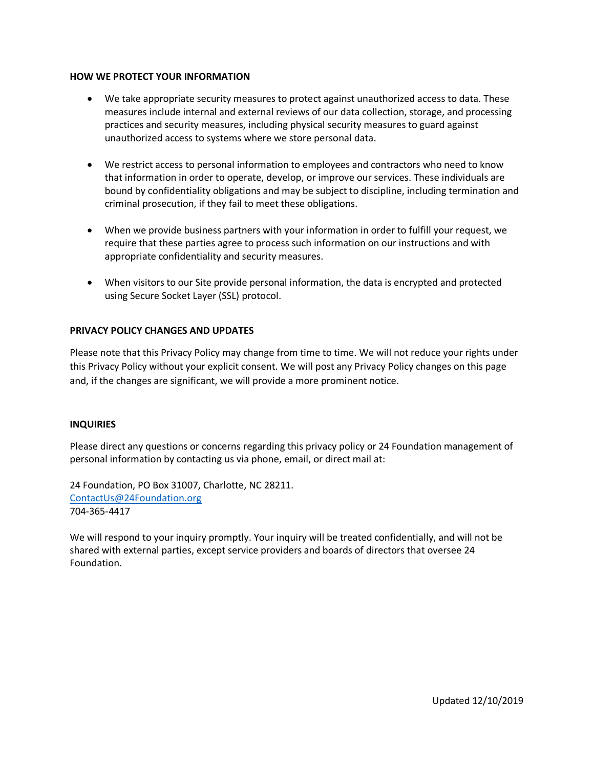**HOW WE PROTECT YOUR INFORMATION**

- We take appropriate security measures to protect against unauthorized access to data. These measures include internal and external reviews of our data collection, storage, and processing practices and security measures, including physical security measures to guard against unauthorized access to systems where we store personal data.

- We restrict access to personal information to employees and contractors who need to know that information in order to operate, develop, or improve our services. These individuals are bound by confidentiality obligations and may be subject to discipline, including termination and criminal prosecution, if they fail to meet these obligations.

- When we provide business partners with your information in order to fulfill your request, we require that these parties agree to process such information on our instructions and with appropriate confidentiality and security measures.

- When visitors to our Site provide personal information, the data is encrypted and protected using Secure Socket Layer (SSL) protocol.

**PRIVACY POLICY CHANGES AND UPDATES**

Please note that this Privacy Policy may change from time to time. We will not reduce your rights under this Privacy Policy without your explicit consent. We will post any Privacy Policy changes on this page and, if the changes are significant, we will provide a more prominent notice.

**INQUIRIES**

Please direct any questions or concerns regarding this privacy policy or 24 Foundation management of personal information by contacting us via phone, email, or direct mail at:

24 Foundation, PO Box 31007, Charlotte, NC 28211.
ContactUs@24Foundation.org
704-365-4417

We will respond to your inquiry promptly. Your inquiry will be treated confidentially, and will not be shared with external parties, except service providers and boards of directors that oversee 24 Foundation.

Updated 12/10/2019